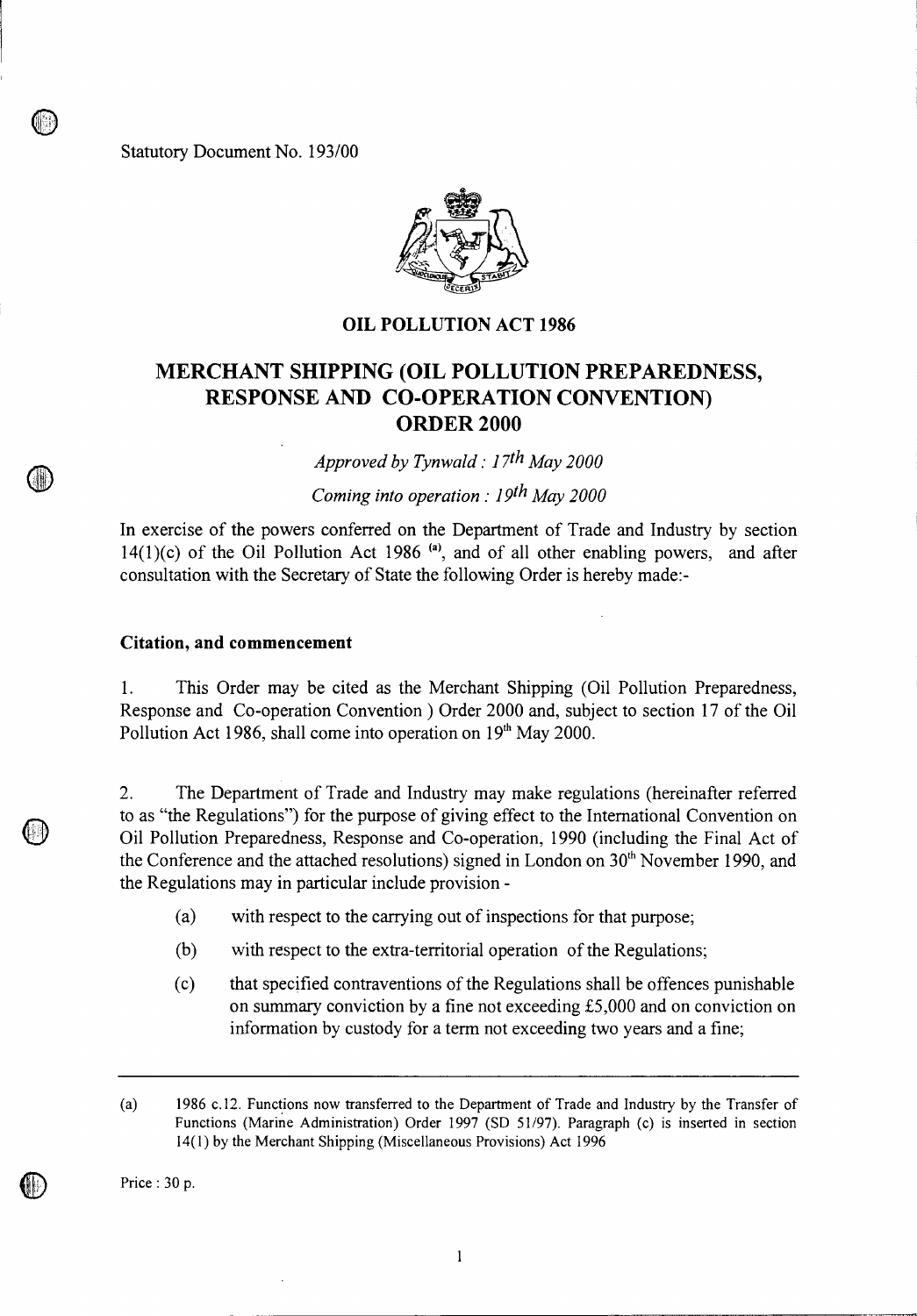Statutory Document No. 193/00

# OIL POLLUTION ACT 1986

# MERCHANT SHIPPING (OIL POLLUTION PREPAREDNESS, RESPONSE AND CO-OPERATION CONVENTION) ORDER 2000

*Approved by Tynwald : 17th May 2000*

*Coming into operation : 19th May 2000*

In exercise of the powers conferred on the Department of Trade and Industry by section 14(1)(c) of the Oil Pollution Act 1986 [(a)], and of all other enabling powers, and after consultation with the Secretary of State the following Order is hereby made:-

### Citation, and commencement

1. This Order may be cited as the Merchant Shipping (Oil Pollution Preparedness, Response and Co-operation Convention ) Order 2000 and, subject to section 17 of the Oil Pollution Act 1986, shall come into operation on 19th May 2000.

2. The Department of Trade and Industry may make regulations (hereinafter referred to as "the Regulations") for the purpose of giving effect to the International Convention on Oil Pollution Preparedness, Response and Co-operation, 1990 (including the Final Act of the Conference and the attached resolutions) signed in London on 30th November 1990, and the Regulations may in particular include provision -

   (a) with respect to the carrying out of inspections for that purpose;

   (b) with respect to the extra-territorial operation of the Regulations;

   (c) that specified contraventions of the Regulations shall be offences punishable on summary conviction by a fine not exceeding £5,000 and on conviction on information by custody for a term not exceeding two years and a fine;

---

(a) 1986 c.12. Functions now transferred to the Department of Trade and Industry by the Transfer of Functions (Marine Administration) Order 1997 (SD 51/97). Paragraph (c) is inserted in section 14(1) by the Merchant Shipping (Miscellaneous Provisions) Act 1996

Price : 30 p.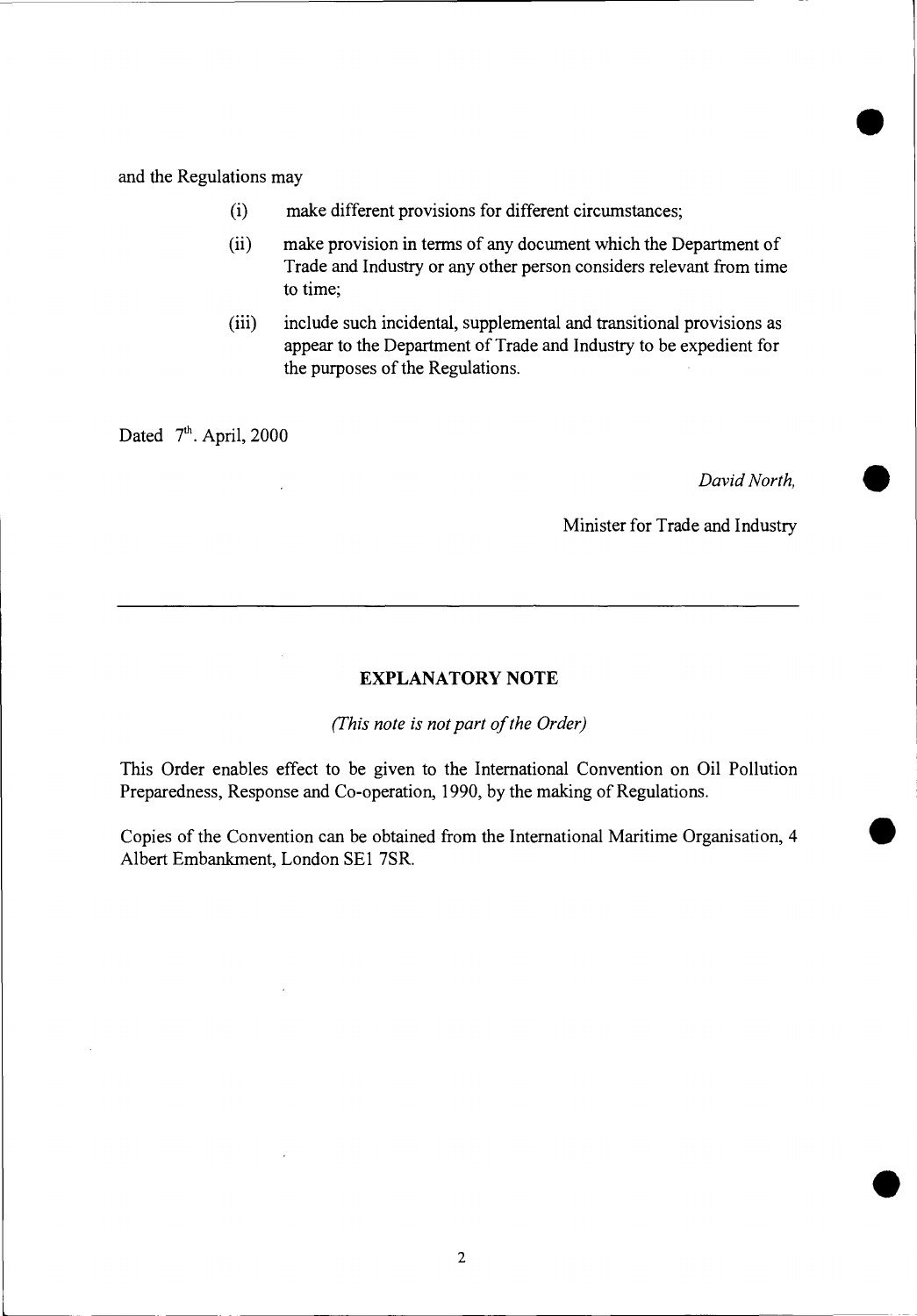and the Regulations may

(i) make different provisions for different circumstances;

(ii) make provision in terms of any document which the Department of Trade and Industry or any other person considers relevant from time to time;

(iii) include such incidental, supplemental and transitional provisions as appear to the Department of Trade and Industry to be expedient for the purposes of the Regulations.

Dated 7th. April, 2000

*David North,*

Minister for Trade and Industry

---

## EXPLANATORY NOTE

*(This note is not part of the Order)*

This Order enables effect to be given to the International Convention on Oil Pollution Preparedness, Response and Co-operation, 1990, by the making of Regulations.

Copies of the Convention can be obtained from the International Maritime Organisation, 4 Albert Embankment, London SE1 7SR.